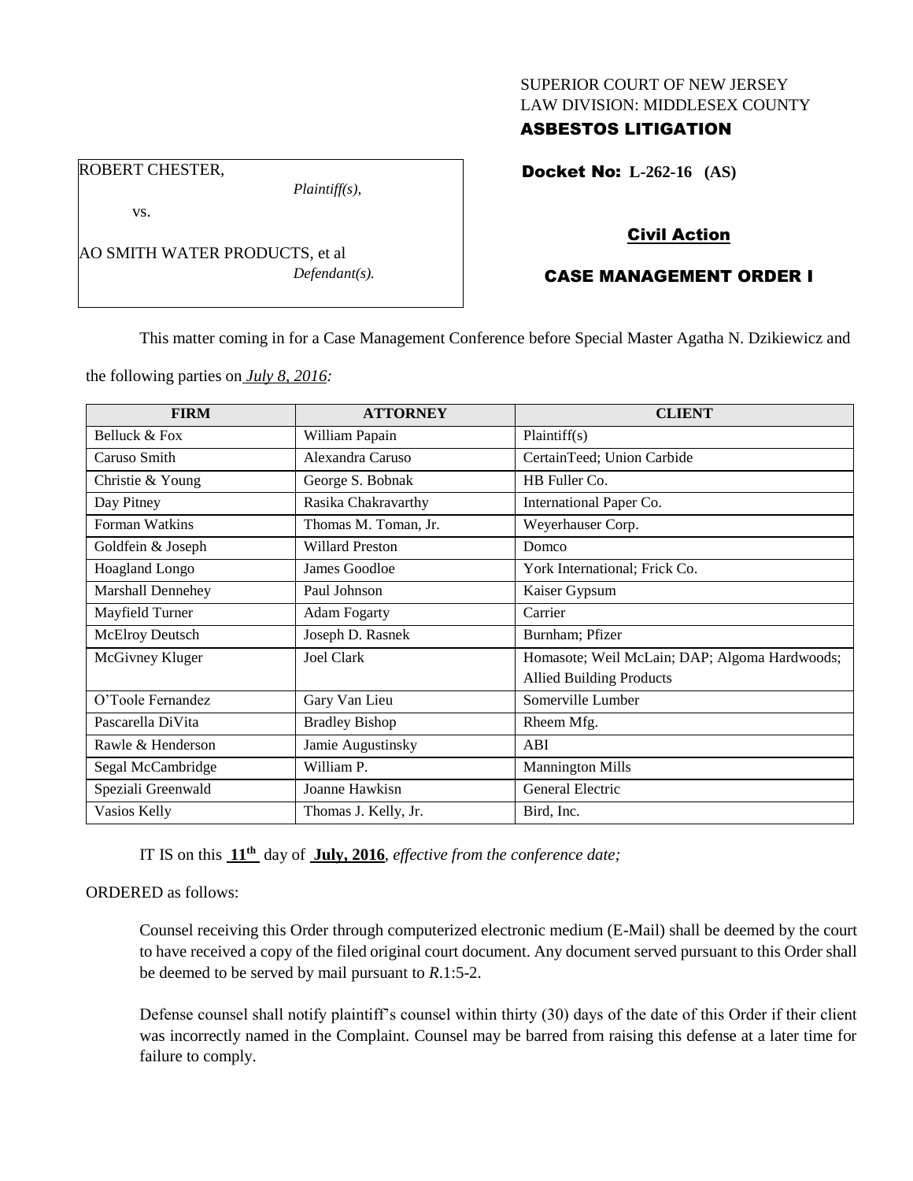SUPERIOR COURT OF NEW JERSEY
LAW DIVISION: MIDDLESEX COUNTY
**ASBESTOS LITIGATION**

ROBERT CHESTER,
*Plaintiff(s),*

vs.

AO SMITH WATER PRODUCTS, et al
*Defendant(s).*

**Docket No: L-262-16 (AS)**

**Civil Action**

**CASE MANAGEMENT ORDER I**

This matter coming in for a Case Management Conference before Special Master Agatha N. Dzikiewicz and the following parties on *July 8, 2016:*

| FIRM | ATTORNEY | CLIENT |
|---|---|---|
| Belluck & Fox | William Papain | Plaintiff(s) |
| Caruso Smith | Alexandra Caruso | CertainTeed; Union Carbide |
| Christie & Young | George S. Bobnak | HB Fuller Co. |
| Day Pitney | Rasika Chakravarthy | International Paper Co. |
| Forman Watkins | Thomas M. Toman, Jr. | Weyerhauser Corp. |
| Goldfein & Joseph | Willard Preston | Domco |
| Hoagland Longo | James Goodloe | York International; Frick Co. |
| Marshall Dennehey | Paul Johnson | Kaiser Gypsum |
| Mayfield Turner | Adam Fogarty | Carrier |
| McElroy Deutsch | Joseph D. Rasnek | Burnham; Pfizer |
| McGivney Kluger | Joel Clark | Homasote; Weil McLain; DAP; Algoma Hardwoods; Allied Building Products |
| O'Toole Fernandez | Gary Van Lieu | Somerville Lumber |
| Pascarella DiVita | Bradley Bishop | Rheem Mfg. |
| Rawle & Henderson | Jamie Augustinsky | ABI |
| Segal McCambridge | William P. | Mannington Mills |
| Speziali Greenwald | Joanne Hawkisn | General Electric |
| Vasios Kelly | Thomas J. Kelly, Jr. | Bird, Inc. |

IT IS on this **11th** day of **July, 2016**, *effective from the conference date;*

ORDERED as follows:

Counsel receiving this Order through computerized electronic medium (E-Mail) shall be deemed by the court to have received a copy of the filed original court document. Any document served pursuant to this Order shall be deemed to be served by mail pursuant to *R*.1:5-2.

Defense counsel shall notify plaintiff's counsel within thirty (30) days of the date of this Order if their client was incorrectly named in the Complaint. Counsel may be barred from raising this defense at a later time for failure to comply.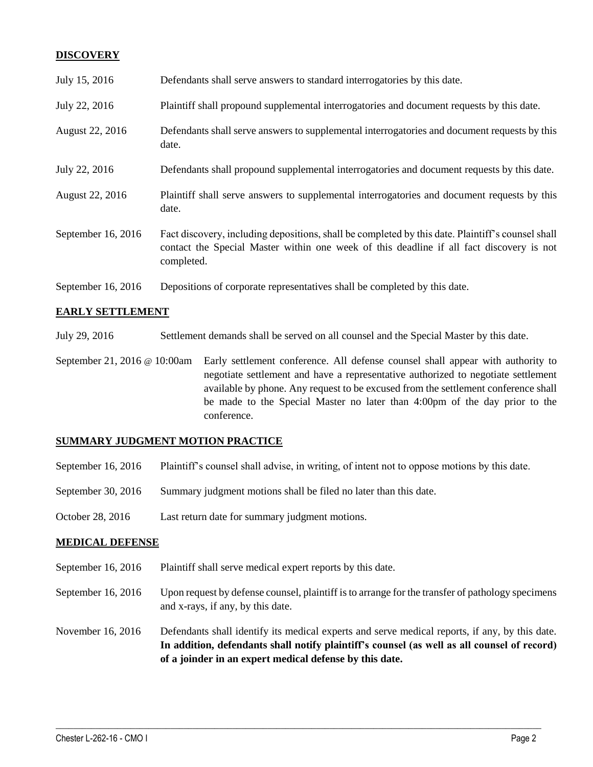## DISCOVERY

| | |
|---|---|
| July 15, 2016 | Defendants shall serve answers to standard interrogatories by this date. |
| July 22, 2016 | Plaintiff shall propound supplemental interrogatories and document requests by this date. |
| August 22, 2016 | Defendants shall serve answers to supplemental interrogatories and document requests by this date. |
| July 22, 2016 | Defendants shall propound supplemental interrogatories and document requests by this date. |
| August 22, 2016 | Plaintiff shall serve answers to supplemental interrogatories and document requests by this date. |
| September 16, 2016 | Fact discovery, including depositions, shall be completed by this date. Plaintiff's counsel shall contact the Special Master within one week of this deadline if all fact discovery is not completed. |
| September 16, 2016 | Depositions of corporate representatives shall be completed by this date. |

## EARLY SETTLEMENT

| | |
|---|---|
| July 29, 2016 | Settlement demands shall be served on all counsel and the Special Master by this date. |
| September 21, 2016 @ 10:00am | Early settlement conference. All defense counsel shall appear with authority to negotiate settlement and have a representative authorized to negotiate settlement available by phone. Any request to be excused from the settlement conference shall be made to the Special Master no later than 4:00pm of the day prior to the conference. |

## SUMMARY JUDGMENT MOTION PRACTICE

| | |
|---|---|
| September 16, 2016 | Plaintiff's counsel shall advise, in writing, of intent not to oppose motions by this date. |
| September 30, 2016 | Summary judgment motions shall be filed no later than this date. |
| October 28, 2016 | Last return date for summary judgment motions. |

## MEDICAL DEFENSE

| | |
|---|---|
| September 16, 2016 | Plaintiff shall serve medical expert reports by this date. |
| September 16, 2016 | Upon request by defense counsel, plaintiff is to arrange for the transfer of pathology specimens and x-rays, if any, by this date. |
| November 16, 2016 | Defendants shall identify its medical experts and serve medical reports, if any, by this date. **In addition, defendants shall notify plaintiff's counsel (as well as all counsel of record) of a joinder in an expert medical defense by this date.** |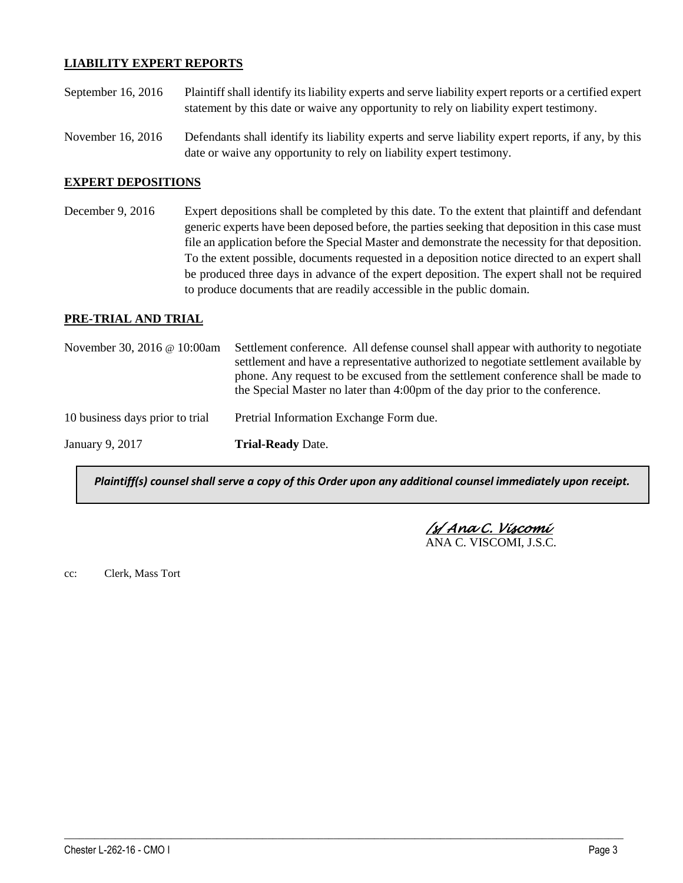## LIABILITY EXPERT REPORTS

| | |
|---|---|
| September 16, 2016 | Plaintiff shall identify its liability experts and serve liability expert reports or a certified expert statement by this date or waive any opportunity to rely on liability expert testimony. |
| November 16, 2016 | Defendants shall identify its liability experts and serve liability expert reports, if any, by this date or waive any opportunity to rely on liability expert testimony. |

## EXPERT DEPOSITIONS

| | |
|---|---|
| December 9, 2016 | Expert depositions shall be completed by this date. To the extent that plaintiff and defendant generic experts have been deposed before, the parties seeking that deposition in this case must file an application before the Special Master and demonstrate the necessity for that deposition. To the extent possible, documents requested in a deposition notice directed to an expert shall be produced three days in advance of the expert deposition. The expert shall not be required to produce documents that are readily accessible in the public domain. |

## PRE-TRIAL AND TRIAL

| | |
|---|---|
| November 30, 2016 @ 10:00am | Settlement conference. All defense counsel shall appear with authority to negotiate settlement and have a representative authorized to negotiate settlement available by phone. Any request to be excused from the settlement conference shall be made to the Special Master no later than 4:00pm of the day prior to the conference. |
| 10 business days prior to trial | Pretrial Information Exchange Form due. |
| January 9, 2017 | **Trial-Ready** Date. |

***Plaintiff(s) counsel shall serve a copy of this Order upon any additional counsel immediately upon receipt.***

/s/ Ana C. Viscomi
ANA C. VISCOMI, J.S.C.

cc: Clerk, Mass Tort

Chester L-262-16 - CMO I